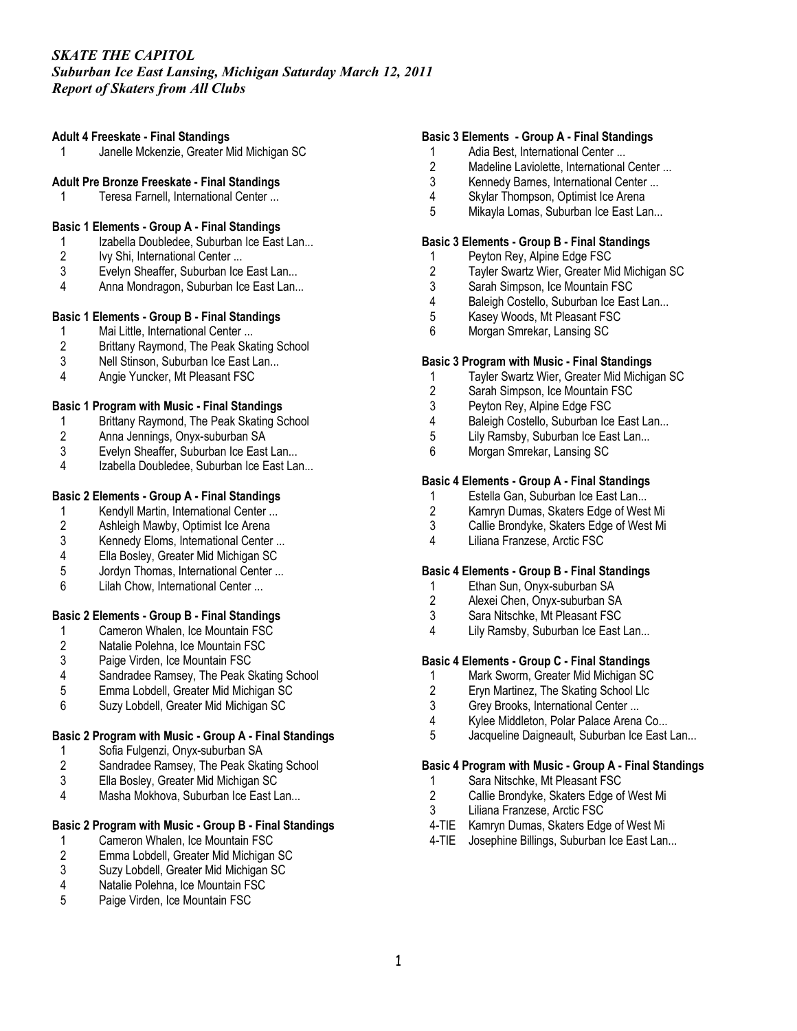*SKATE THE CAPITOL*
*Suburban Ice East Lansing, Michigan Saturday March 12, 2011*
*Report of Skaters from All Clubs*

**Adult 4 Freeskate - Final Standings**

1 Janelle Mckenzie, Greater Mid Michigan SC

**Adult Pre Bronze Freeskate - Final Standings**

1 Teresa Farnell, International Center ...

**Basic 1 Elements - Group A - Final Standings**

1 Izabella Doubledee, Suburban Ice East Lan...
2 Ivy Shi, International Center ...
3 Evelyn Sheaffer, Suburban Ice East Lan...
4 Anna Mondragon, Suburban Ice East Lan...

**Basic 1 Elements - Group B - Final Standings**

1 Mai Little, International Center ...
2 Brittany Raymond, The Peak Skating School
3 Nell Stinson, Suburban Ice East Lan...
4 Angie Yuncker, Mt Pleasant FSC

**Basic 1 Program with Music - Final Standings**

1 Brittany Raymond, The Peak Skating School
2 Anna Jennings, Onyx-suburban SA
3 Evelyn Sheaffer, Suburban Ice East Lan...
4 Izabella Doubledee, Suburban Ice East Lan...

**Basic 2 Elements - Group A - Final Standings**

1 Kendyll Martin, International Center ...
2 Ashleigh Mawby, Optimist Ice Arena
3 Kennedy Eloms, International Center ...
4 Ella Bosley, Greater Mid Michigan SC
5 Jordyn Thomas, International Center ...
6 Lilah Chow, International Center ...

**Basic 2 Elements - Group B - Final Standings**

1 Cameron Whalen, Ice Mountain FSC
2 Natalie Polehna, Ice Mountain FSC
3 Paige Virden, Ice Mountain FSC
4 Sandradee Ramsey, The Peak Skating School
5 Emma Lobdell, Greater Mid Michigan SC
6 Suzy Lobdell, Greater Mid Michigan SC

**Basic 2 Program with Music - Group A - Final Standings**

1 Sofia Fulgenzi, Onyx-suburban SA
2 Sandradee Ramsey, The Peak Skating School
3 Ella Bosley, Greater Mid Michigan SC
4 Masha Mokhova, Suburban Ice East Lan...

**Basic 2 Program with Music - Group B - Final Standings**

1 Cameron Whalen, Ice Mountain FSC
2 Emma Lobdell, Greater Mid Michigan SC
3 Suzy Lobdell, Greater Mid Michigan SC
4 Natalie Polehna, Ice Mountain FSC
5 Paige Virden, Ice Mountain FSC

**Basic 3 Elements - Group A - Final Standings**

1 Adia Best, International Center ...
2 Madeline Laviolette, International Center ...
3 Kennedy Barnes, International Center ...
4 Skylar Thompson, Optimist Ice Arena
5 Mikayla Lomas, Suburban Ice East Lan...

**Basic 3 Elements - Group B - Final Standings**

1 Peyton Rey, Alpine Edge FSC
2 Tayler Swartz Wier, Greater Mid Michigan SC
3 Sarah Simpson, Ice Mountain FSC
4 Baleigh Costello, Suburban Ice East Lan...
5 Kasey Woods, Mt Pleasant FSC
6 Morgan Smrekar, Lansing SC

**Basic 3 Program with Music - Final Standings**

1 Tayler Swartz Wier, Greater Mid Michigan SC
2 Sarah Simpson, Ice Mountain FSC
3 Peyton Rey, Alpine Edge FSC
4 Baleigh Costello, Suburban Ice East Lan...
5 Lily Ramsby, Suburban Ice East Lan...
6 Morgan Smrekar, Lansing SC

**Basic 4 Elements - Group A - Final Standings**

1 Estella Gan, Suburban Ice East Lan...
2 Kamryn Dumas, Skaters Edge of West Mi
3 Callie Brondyke, Skaters Edge of West Mi
4 Liliana Franzese, Arctic FSC

**Basic 4 Elements - Group B - Final Standings**

1 Ethan Sun, Onyx-suburban SA
2 Alexei Chen, Onyx-suburban SA
3 Sara Nitschke, Mt Pleasant FSC
4 Lily Ramsby, Suburban Ice East Lan...

**Basic 4 Elements - Group C - Final Standings**

1 Mark Sworm, Greater Mid Michigan SC
2 Eryn Martinez, The Skating School Llc
3 Grey Brooks, International Center ...
4 Kylee Middleton, Polar Palace Arena Co...
5 Jacqueline Daigneault, Suburban Ice East Lan...

**Basic 4 Program with Music - Group A - Final Standings**

1 Sara Nitschke, Mt Pleasant FSC
2 Callie Brondyke, Skaters Edge of West Mi
3 Liliana Franzese, Arctic FSC
4-TIE Kamryn Dumas, Skaters Edge of West Mi
4-TIE Josephine Billings, Suburban Ice East Lan...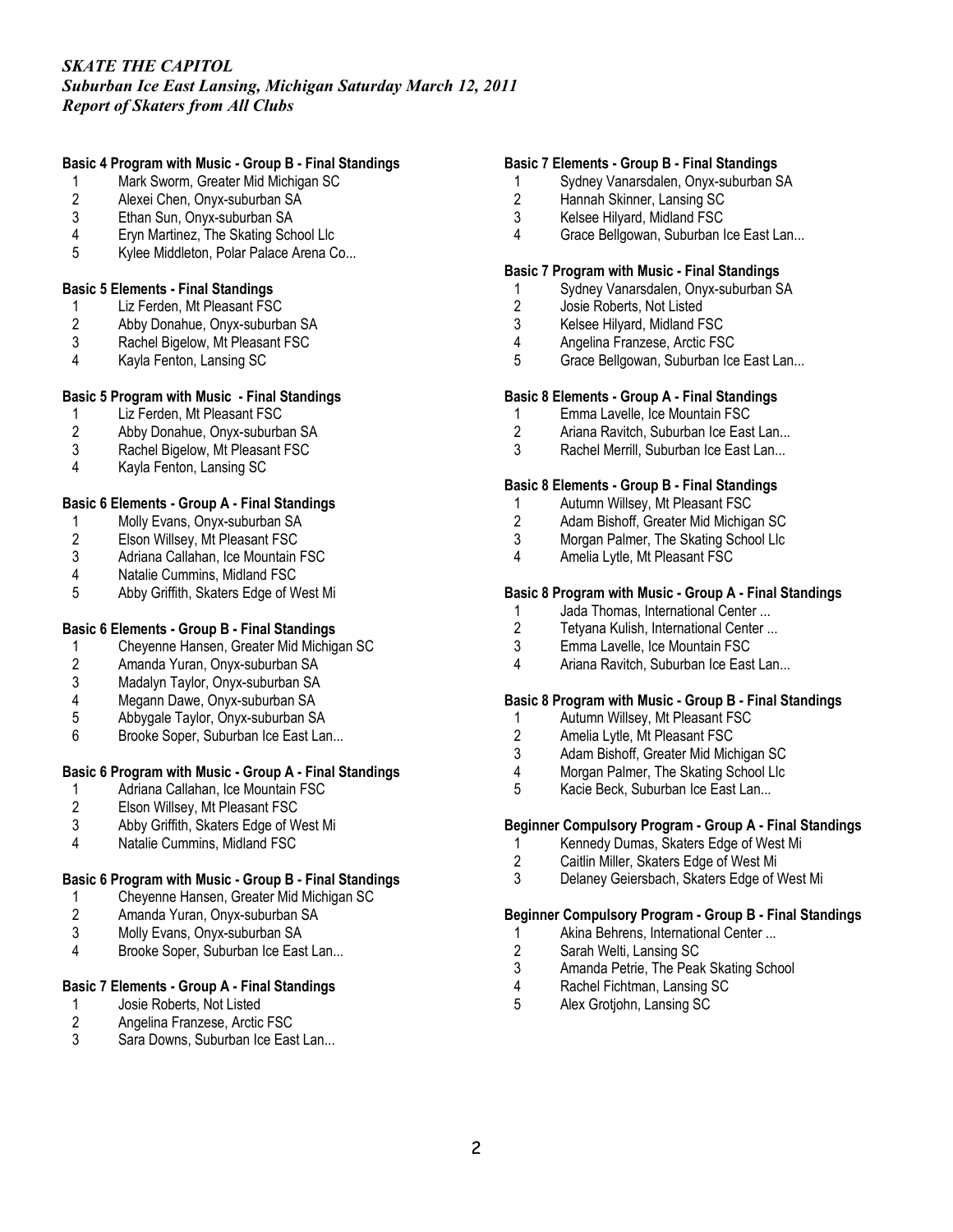*SKATE THE CAPITOL*
*Suburban Ice East Lansing, Michigan Saturday March 12, 2011*
*Report of Skaters from All Clubs*

**Basic 4 Program with Music - Group B - Final Standings**

1. Mark Sworm, Greater Mid Michigan SC
2. Alexei Chen, Onyx-suburban SA
3. Ethan Sun, Onyx-suburban SA
4. Eryn Martinez, The Skating School Llc
5. Kylee Middleton, Polar Palace Arena Co...

**Basic 5 Elements - Final Standings**

1. Liz Ferden, Mt Pleasant FSC
2. Abby Donahue, Onyx-suburban SA
3. Rachel Bigelow, Mt Pleasant FSC
4. Kayla Fenton, Lansing SC

**Basic 5 Program with Music - Final Standings**

1. Liz Ferden, Mt Pleasant FSC
2. Abby Donahue, Onyx-suburban SA
3. Rachel Bigelow, Mt Pleasant FSC
4. Kayla Fenton, Lansing SC

**Basic 6 Elements - Group A - Final Standings**

1. Molly Evans, Onyx-suburban SA
2. Elson Willsey, Mt Pleasant FSC
3. Adriana Callahan, Ice Mountain FSC
4. Natalie Cummins, Midland FSC
5. Abby Griffith, Skaters Edge of West Mi

**Basic 6 Elements - Group B - Final Standings**

1. Cheyenne Hansen, Greater Mid Michigan SC
2. Amanda Yuran, Onyx-suburban SA
3. Madalyn Taylor, Onyx-suburban SA
4. Megann Dawe, Onyx-suburban SA
5. Abbygale Taylor, Onyx-suburban SA
6. Brooke Soper, Suburban Ice East Lan...

**Basic 6 Program with Music - Group A - Final Standings**

1. Adriana Callahan, Ice Mountain FSC
2. Elson Willsey, Mt Pleasant FSC
3. Abby Griffith, Skaters Edge of West Mi
4. Natalie Cummins, Midland FSC

**Basic 6 Program with Music - Group B - Final Standings**

1. Cheyenne Hansen, Greater Mid Michigan SC
2. Amanda Yuran, Onyx-suburban SA
3. Molly Evans, Onyx-suburban SA
4. Brooke Soper, Suburban Ice East Lan...

**Basic 7 Elements - Group A - Final Standings**

1. Josie Roberts, Not Listed
2. Angelina Franzese, Arctic FSC
3. Sara Downs, Suburban Ice East Lan...

**Basic 7 Elements - Group B - Final Standings**

1. Sydney Vanarsdalen, Onyx-suburban SA
2. Hannah Skinner, Lansing SC
3. Kelsee Hilyard, Midland FSC
4. Grace Bellgowan, Suburban Ice East Lan...

**Basic 7 Program with Music - Final Standings**

1. Sydney Vanarsdalen, Onyx-suburban SA
2. Josie Roberts, Not Listed
3. Kelsee Hilyard, Midland FSC
4. Angelina Franzese, Arctic FSC
5. Grace Bellgowan, Suburban Ice East Lan...

**Basic 8 Elements - Group A - Final Standings**

1. Emma Lavelle, Ice Mountain FSC
2. Ariana Ravitch, Suburban Ice East Lan...
3. Rachel Merrill, Suburban Ice East Lan...

**Basic 8 Elements - Group B - Final Standings**

1. Autumn Willsey, Mt Pleasant FSC
2. Adam Bishoff, Greater Mid Michigan SC
3. Morgan Palmer, The Skating School Llc
4. Amelia Lytle, Mt Pleasant FSC

**Basic 8 Program with Music - Group A - Final Standings**

1. Jada Thomas, International Center ...
2. Tetyana Kulish, International Center ...
3. Emma Lavelle, Ice Mountain FSC
4. Ariana Ravitch, Suburban Ice East Lan...

**Basic 8 Program with Music - Group B - Final Standings**

1. Autumn Willsey, Mt Pleasant FSC
2. Amelia Lytle, Mt Pleasant FSC
3. Adam Bishoff, Greater Mid Michigan SC
4. Morgan Palmer, The Skating School Llc
5. Kacie Beck, Suburban Ice East Lan...

**Beginner Compulsory Program - Group A - Final Standings**

1. Kennedy Dumas, Skaters Edge of West Mi
2. Caitlin Miller, Skaters Edge of West Mi
3. Delaney Geiersbach, Skaters Edge of West Mi

**Beginner Compulsory Program - Group B - Final Standings**

1. Akina Behrens, International Center ...
2. Sarah Welti, Lansing SC
3. Amanda Petrie, The Peak Skating School
4. Rachel Fichtman, Lansing SC
5. Alex Grotjohn, Lansing SC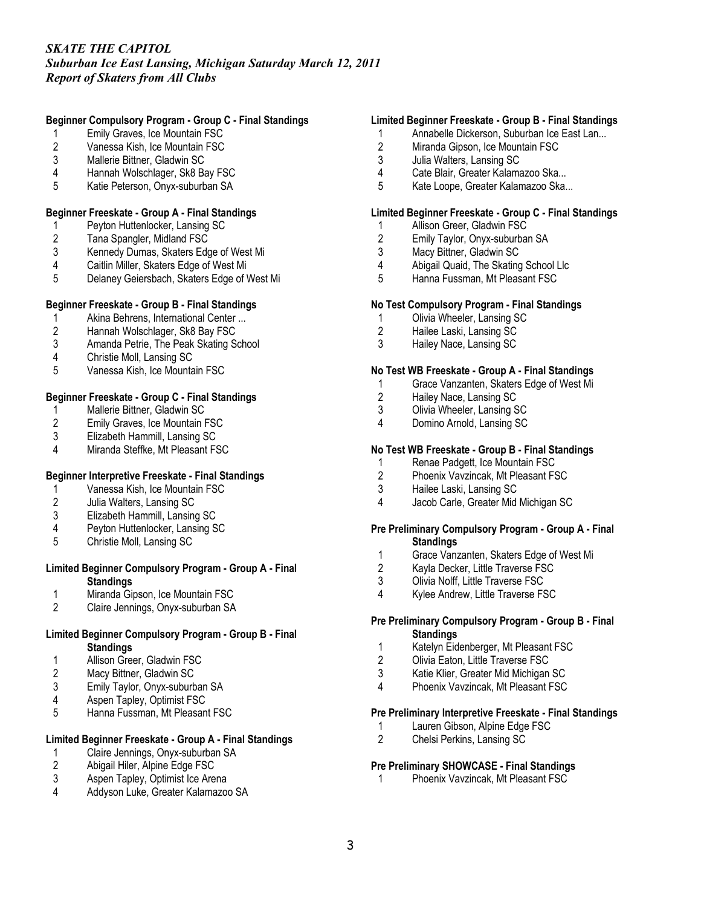*SKATE THE CAPITOL*
*Suburban Ice East Lansing, Michigan Saturday March 12, 2011*
*Report of Skaters from All Clubs*

**Beginner Compulsory Program - Group C - Final Standings**

1 Emily Graves, Ice Mountain FSC
2 Vanessa Kish, Ice Mountain FSC
3 Mallerie Bittner, Gladwin SC
4 Hannah Wolschlager, Sk8 Bay FSC
5 Katie Peterson, Onyx-suburban SA

**Beginner Freeskate - Group A - Final Standings**

1 Peyton Huttenlocker, Lansing SC
2 Tana Spangler, Midland FSC
3 Kennedy Dumas, Skaters Edge of West Mi
4 Caitlin Miller, Skaters Edge of West Mi
5 Delaney Geiersbach, Skaters Edge of West Mi

**Beginner Freeskate - Group B - Final Standings**

1 Akina Behrens, International Center ...
2 Hannah Wolschlager, Sk8 Bay FSC
3 Amanda Petrie, The Peak Skating School
4 Christie Moll, Lansing SC
5 Vanessa Kish, Ice Mountain FSC

**Beginner Freeskate - Group C - Final Standings**

1 Mallerie Bittner, Gladwin SC
2 Emily Graves, Ice Mountain FSC
3 Elizabeth Hammill, Lansing SC
4 Miranda Steffke, Mt Pleasant FSC

**Beginner Interpretive Freeskate - Final Standings**

1 Vanessa Kish, Ice Mountain FSC
2 Julia Walters, Lansing SC
3 Elizabeth Hammill, Lansing SC
4 Peyton Huttenlocker, Lansing SC
5 Christie Moll, Lansing SC

**Limited Beginner Compulsory Program - Group A - Final Standings**

1 Miranda Gipson, Ice Mountain FSC
2 Claire Jennings, Onyx-suburban SA

**Limited Beginner Compulsory Program - Group B - Final Standings**

1 Allison Greer, Gladwin FSC
2 Macy Bittner, Gladwin SC
3 Emily Taylor, Onyx-suburban SA
4 Aspen Tapley, Optimist FSC
5 Hanna Fussman, Mt Pleasant FSC

**Limited Beginner Freeskate - Group A - Final Standings**

1 Claire Jennings, Onyx-suburban SA
2 Abigail Hiler, Alpine Edge FSC
3 Aspen Tapley, Optimist Ice Arena
4 Addyson Luke, Greater Kalamazoo SA

**Limited Beginner Freeskate - Group B - Final Standings**

1 Annabelle Dickerson, Suburban Ice East Lan...
2 Miranda Gipson, Ice Mountain FSC
3 Julia Walters, Lansing SC
4 Cate Blair, Greater Kalamazoo Ska...
5 Kate Loope, Greater Kalamazoo Ska...

**Limited Beginner Freeskate - Group C - Final Standings**

1 Allison Greer, Gladwin FSC
2 Emily Taylor, Onyx-suburban SA
3 Macy Bittner, Gladwin SC
4 Abigail Quaid, The Skating School Llc
5 Hanna Fussman, Mt Pleasant FSC

**No Test Compulsory Program - Final Standings**

1 Olivia Wheeler, Lansing SC
2 Hailee Laski, Lansing SC
3 Hailey Nace, Lansing SC

**No Test WB Freeskate - Group A - Final Standings**

1 Grace Vanzanten, Skaters Edge of West Mi
2 Hailey Nace, Lansing SC
3 Olivia Wheeler, Lansing SC
4 Domino Arnold, Lansing SC

**No Test WB Freeskate - Group B - Final Standings**

1 Renae Padgett, Ice Mountain FSC
2 Phoenix Vavzincak, Mt Pleasant FSC
3 Hailee Laski, Lansing SC
4 Jacob Carle, Greater Mid Michigan SC

**Pre Preliminary Compulsory Program - Group A - Final Standings**

1 Grace Vanzanten, Skaters Edge of West Mi
2 Kayla Decker, Little Traverse FSC
3 Olivia Nolff, Little Traverse FSC
4 Kylee Andrew, Little Traverse FSC

**Pre Preliminary Compulsory Program - Group B - Final Standings**

1 Katelyn Eidenberger, Mt Pleasant FSC
2 Olivia Eaton, Little Traverse FSC
3 Katie Klier, Greater Mid Michigan SC
4 Phoenix Vavzincak, Mt Pleasant FSC

**Pre Preliminary Interpretive Freeskate - Final Standings**

1 Lauren Gibson, Alpine Edge FSC
2 Chelsi Perkins, Lansing SC

**Pre Preliminary SHOWCASE - Final Standings**

1 Phoenix Vavzincak, Mt Pleasant FSC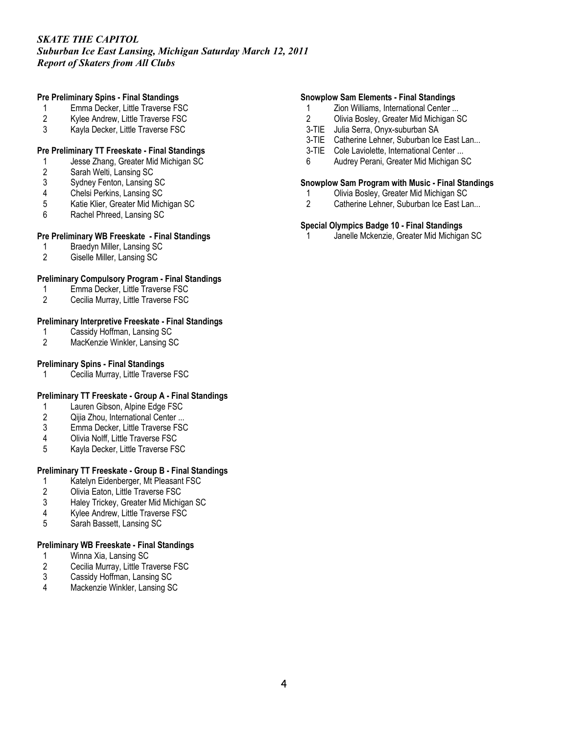*SKATE THE CAPITOL*
*Suburban Ice East Lansing, Michigan Saturday March 12, 2011*
*Report of Skaters from All Clubs*

**Pre Preliminary Spins - Final Standings**

1 Emma Decker, Little Traverse FSC
2 Kylee Andrew, Little Traverse FSC
3 Kayla Decker, Little Traverse FSC

**Pre Preliminary TT Freeskate - Final Standings**

1 Jesse Zhang, Greater Mid Michigan SC
2 Sarah Welti, Lansing SC
3 Sydney Fenton, Lansing SC
4 Chelsi Perkins, Lansing SC
5 Katie Klier, Greater Mid Michigan SC
6 Rachel Phreed, Lansing SC

**Pre Preliminary WB Freeskate - Final Standings**

1 Braedyn Miller, Lansing SC
2 Giselle Miller, Lansing SC

**Preliminary Compulsory Program - Final Standings**

1 Emma Decker, Little Traverse FSC
2 Cecilia Murray, Little Traverse FSC

**Preliminary Interpretive Freeskate - Final Standings**

1 Cassidy Hoffman, Lansing SC
2 MacKenzie Winkler, Lansing SC

**Preliminary Spins - Final Standings**

1 Cecilia Murray, Little Traverse FSC

**Preliminary TT Freeskate - Group A - Final Standings**

1 Lauren Gibson, Alpine Edge FSC
2 Qijia Zhou, International Center ...
3 Emma Decker, Little Traverse FSC
4 Olivia Nolff, Little Traverse FSC
5 Kayla Decker, Little Traverse FSC

**Preliminary TT Freeskate - Group B - Final Standings**

1 Katelyn Eidenberger, Mt Pleasant FSC
2 Olivia Eaton, Little Traverse FSC
3 Haley Trickey, Greater Mid Michigan SC
4 Kylee Andrew, Little Traverse FSC
5 Sarah Bassett, Lansing SC

**Preliminary WB Freeskate - Final Standings**

1 Winna Xia, Lansing SC
2 Cecilia Murray, Little Traverse FSC
3 Cassidy Hoffman, Lansing SC
4 Mackenzie Winkler, Lansing SC

**Snowplow Sam Elements - Final Standings**

1 Zion Williams, International Center ...
2 Olivia Bosley, Greater Mid Michigan SC
3-TIE Julia Serra, Onyx-suburban SA
3-TIE Catherine Lehner, Suburban Ice East Lan...
3-TIE Cole Laviolette, International Center ...
6 Audrey Perani, Greater Mid Michigan SC

**Snowplow Sam Program with Music - Final Standings**

1 Olivia Bosley, Greater Mid Michigan SC
2 Catherine Lehner, Suburban Ice East Lan...

**Special Olympics Badge 10 - Final Standings**

1 Janelle Mckenzie, Greater Mid Michigan SC